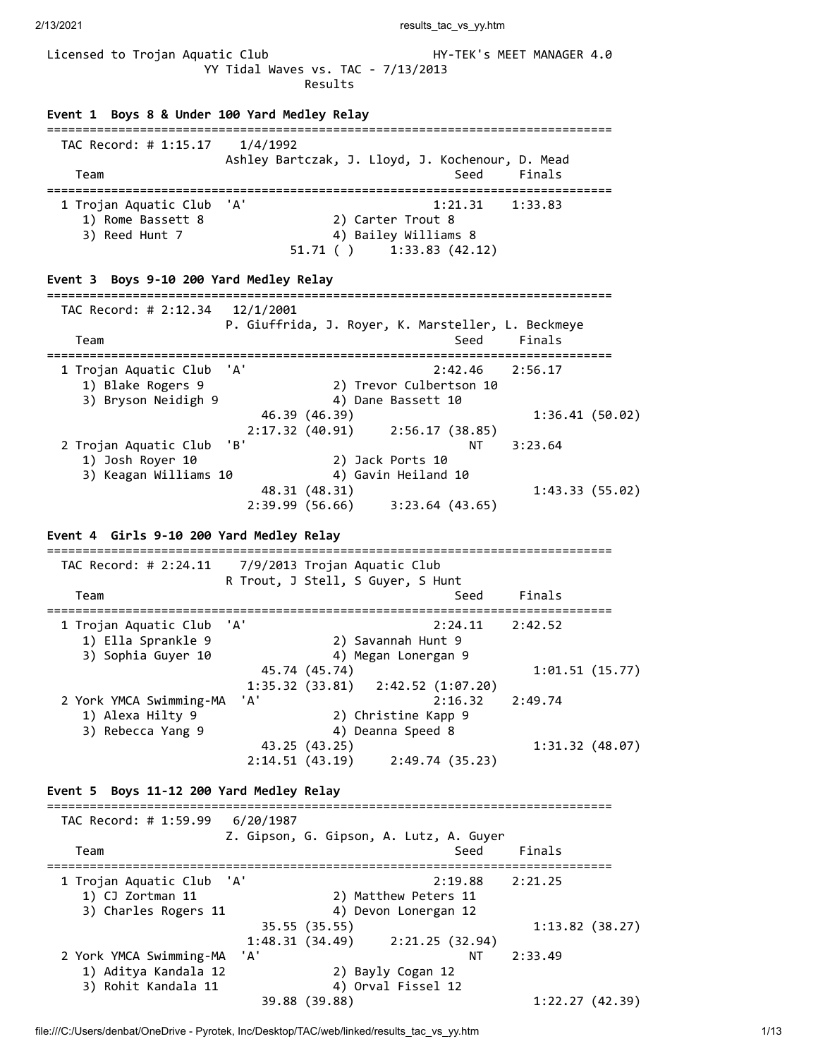Licensed to Trojan Aquatic Club HY-TEK's MEET MANAGER 4.0

YY Tidal Waves vs. TAC - 7/13/2013

Results

### Event 1 Boys 8 & Under 100 Yard Medley Relay

```
===============================================================================
  TAC Record: # 1:15.17    1/4/1992
                        Ashley Bartczak, J. Lloyd, J. Kochenour, D. Mead
    Team                                              Seed     Finals
===============================================================================
  1 Trojan Aquatic Club  'A'                        1:21.31    1:33.83
     1) Rome Bassett 8               2) Carter Trout 8
     3) Reed Hunt 7                  4) Bailey Williams 8
                             51.71 ( )      1:33.83 (42.12)
```

### Event 3 Boys 9-10 200 Yard Medley Relay

```
===============================================================================
  TAC Record: # 2:12.34   12/1/2001
                        P. Giuffrida, J. Royer, K. Marsteller, L. Beckmeye
    Team                                              Seed     Finals
===============================================================================
  1 Trojan Aquatic Club  'A'                        2:42.46    2:56.17
     1) Blake Rogers 9               2) Trevor Culbertson 10
     3) Bryson Neidigh 9             4) Dane Bassett 10
                          46.39 (46.39)                       1:36.41 (50.02)
                        2:17.32 (40.91)     2:56.17 (38.85)
  2 Trojan Aquatic Club  'B'                             NT    3:23.64
     1) Josh Royer 10                2) Jack Ports 10
     3) Keagan Williams 10           4) Gavin Heiland 10
                          48.31 (48.31)                       1:43.33 (55.02)
                        2:39.99 (56.66)     3:23.64 (43.65)
```

### Event 4 Girls 9-10 200 Yard Medley Relay

```
===============================================================================
  TAC Record: # 2:24.11    7/9/2013 Trojan Aquatic Club
                        R Trout, J Stell, S Guyer, S Hunt
    Team                                              Seed     Finals
===============================================================================
  1 Trojan Aquatic Club  'A'                        2:24.11    2:42.52
     1) Ella Sprankle 9              2) Savannah Hunt 9
     3) Sophia Guyer 10              4) Megan Lonergan 9
                          45.74 (45.74)                       1:01.51 (15.77)
                        1:35.32 (33.81)   2:42.52 (1:07.20)
  2 York YMCA Swimming-MA  'A'                      2:16.32    2:49.74
     1) Alexa Hilty 9                2) Christine Kapp 9
     3) Rebecca Yang 9               4) Deanna Speed 8
                          43.25 (43.25)                       1:31.32 (48.07)
                        2:14.51 (43.19)     2:49.74 (35.23)
```

### Event 5 Boys 11-12 200 Yard Medley Relay

```
===============================================================================
  TAC Record: # 1:59.99   6/20/1987
                        Z. Gipson, G. Gipson, A. Lutz, A. Guyer
    Team                                              Seed     Finals
===============================================================================
  1 Trojan Aquatic Club  'A'                        2:19.88    2:21.25
     1) CJ Zortman 11                2) Matthew Peters 11
     3) Charles Rogers 11            4) Devon Lonergan 12
                          35.55 (35.55)                       1:13.82 (38.27)
                        1:48.31 (34.49)     2:21.25 (32.94)
  2 York YMCA Swimming-MA  'A'                           NT    2:33.49
     1) Aditya Kandala 12            2) Bayly Cogan 12
     3) Rohit Kandala 11             4) Orval Fissel 12
                          39.88 (39.88)                       1:22.27 (42.39)
```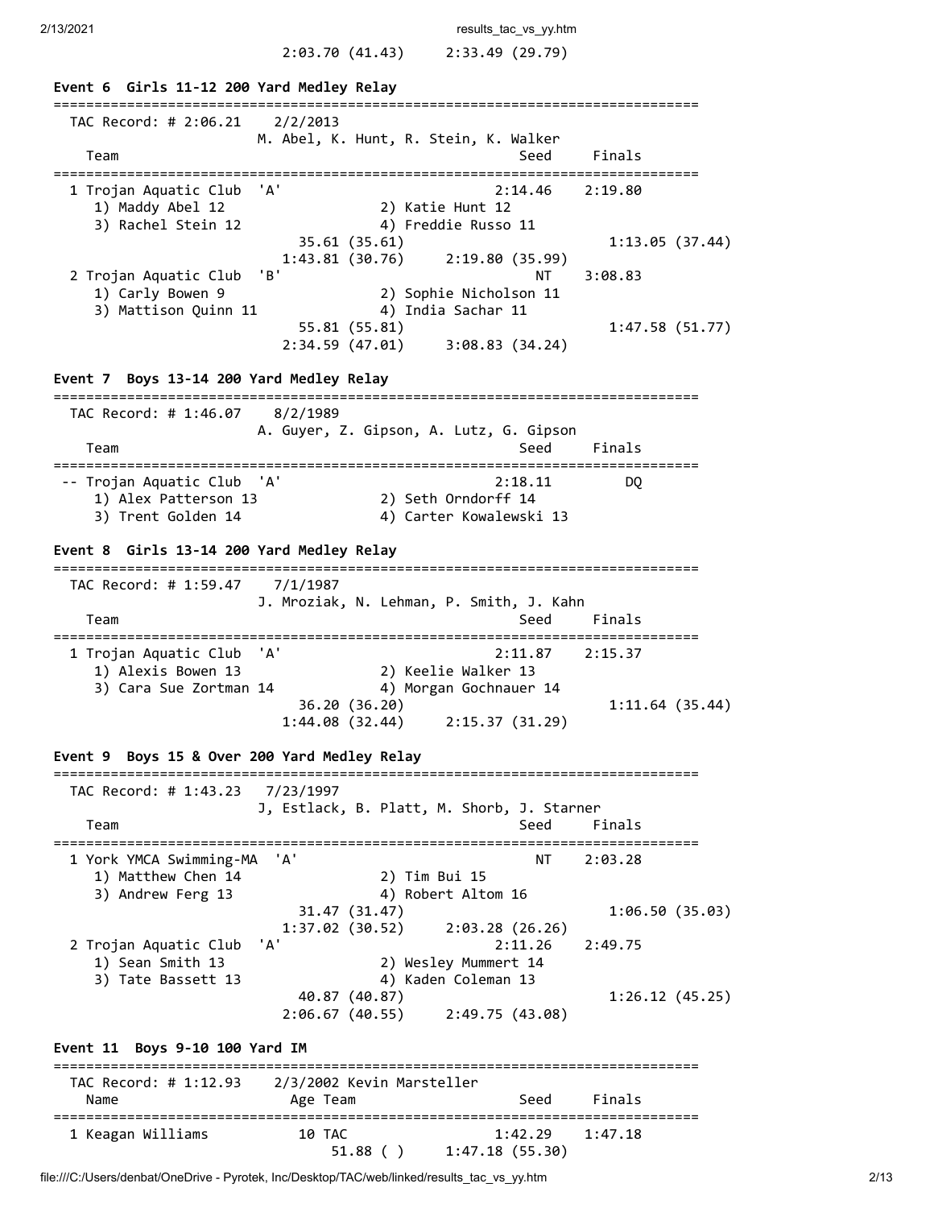2:03.70 (41.43)     2:33.49 (29.79)

**Event 6  Girls 11-12 200 Yard Medley Relay**

```
===============================================================================
  TAC Record: # 2:06.21    2/2/2013
                      M. Abel, K. Hunt, R. Stein, K. Walker
    Team                                              Seed     Finals
===============================================================================
  1 Trojan Aquatic Club  'A'                        2:14.46    2:19.80
     1) Maddy Abel 12                2) Katie Hunt 12
     3) Rachel Stein 12              4) Freddie Russo 11
                          35.61 (35.61)                   1:13.05 (37.44)
                        1:43.81 (30.76)     2:19.80 (35.99)
  2 Trojan Aquatic Club  'B'                             NT    3:08.83
     1) Carly Bowen 9                2) Sophie Nicholson 11
     3) Mattison Quinn 11            4) India Sachar 11
                          55.81 (55.81)                   1:47.58 (51.77)
                        2:34.59 (47.01)     3:08.83 (34.24)
```

**Event 7  Boys 13-14 200 Yard Medley Relay**

```
===============================================================================
  TAC Record: # 1:46.07    8/2/1989
                      A. Guyer, Z. Gipson, A. Lutz, G. Gipson
    Team                                              Seed     Finals
===============================================================================
 -- Trojan Aquatic Club  'A'                        2:18.11         DQ
     1) Alex Patterson 13            2) Seth Orndorff 14
     3) Trent Golden 14              4) Carter Kowalewski 13
```

**Event 8  Girls 13-14 200 Yard Medley Relay**

```
===============================================================================
  TAC Record: # 1:59.47    7/1/1987
                      J. Mroziak, N. Lehman, P. Smith, J. Kahn
    Team                                              Seed     Finals
===============================================================================
  1 Trojan Aquatic Club  'A'                        2:11.87    2:15.37
     1) Alexis Bowen 13              2) Keelie Walker 13
     3) Cara Sue Zortman 14          4) Morgan Gochnauer 14
                          36.20 (36.20)                   1:11.64 (35.44)
                        1:44.08 (32.44)     2:15.37 (31.29)
```

**Event 9  Boys 15 & Over 200 Yard Medley Relay**

```
===============================================================================
  TAC Record: # 1:43.23    7/23/1997
                      J, Estlack, B. Platt, M. Shorb, J. Starner
    Team                                              Seed     Finals
===============================================================================
  1 York YMCA Swimming-MA  'A'                           NT    2:03.28
     1) Matthew Chen 14              2) Tim Bui 15
     3) Andrew Ferg 13               4) Robert Altom 16
                          31.47 (31.47)                   1:06.50 (35.03)
                        1:37.02 (30.52)     2:03.28 (26.26)
  2 Trojan Aquatic Club  'A'                        2:11.26    2:49.75
     1) Sean Smith 13                2) Wesley Mummert 14
     3) Tate Bassett 13              4) Kaden Coleman 13
                          40.87 (40.87)                   1:26.12 (45.25)
                        2:06.67 (40.55)     2:49.75 (43.08)
```

**Event 11  Boys 9-10 100 Yard IM**

```
===============================================================================
  TAC Record: # 1:12.93    2/3/2002 Kevin Marsteller
    Name                    Age Team                  Seed     Finals
===============================================================================
  1 Keagan Williams          10 TAC                 1:42.29    1:47.18
                          51.88 ( )      1:47.18 (55.30)
```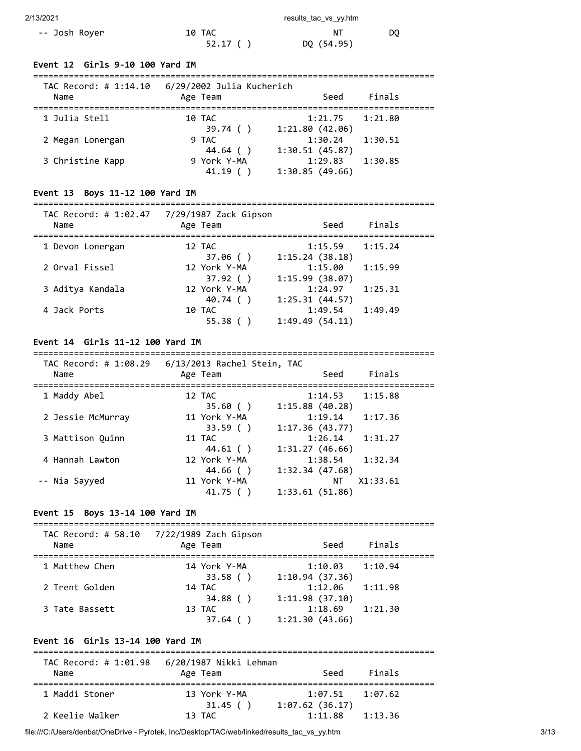| Name | Age | Team | Seed | Finals |
|---|---|---|---|---|
| -- Josh Royer | 10 | TAC | NT | DQ |
| | | 52.17 ( ) | DQ (54.95) | |

**Event 12 Girls 9-10 100 Yard IM**

TAC Record: # 1:14.10 6/29/2002 Julia Kucherich

| Name | Age | Team | Seed | Finals |
|---|---|---|---|---|
| 1 Julia Stell | 10 | TAC | 1:21.75 | 1:21.80 |
| | | 39.74 ( ) | 1:21.80 (42.06) | |
| 2 Megan Lonergan | 9 | TAC | 1:30.24 | 1:30.51 |
| | | 44.64 ( ) | 1:30.51 (45.87) | |
| 3 Christine Kapp | 9 | York Y-MA | 1:29.83 | 1:30.85 |
| | | 41.19 ( ) | 1:30.85 (49.66) | |

**Event 13 Boys 11-12 100 Yard IM**

TAC Record: # 1:02.47 7/29/1987 Zack Gipson

| Name | Age | Team | Seed | Finals |
|---|---|---|---|---|
| 1 Devon Lonergan | 12 | TAC | 1:15.59 | 1:15.24 |
| | | 37.06 ( ) | 1:15.24 (38.18) | |
| 2 Orval Fissel | 12 | York Y-MA | 1:15.00 | 1:15.99 |
| | | 37.92 ( ) | 1:15.99 (38.07) | |
| 3 Aditya Kandala | 12 | York Y-MA | 1:24.97 | 1:25.31 |
| | | 40.74 ( ) | 1:25.31 (44.57) | |
| 4 Jack Ports | 10 | TAC | 1:49.54 | 1:49.49 |
| | | 55.38 ( ) | 1:49.49 (54.11) | |

**Event 14 Girls 11-12 100 Yard IM**

TAC Record: # 1:08.29 6/13/2013 Rachel Stein, TAC

| Name | Age | Team | Seed | Finals |
|---|---|---|---|---|
| 1 Maddy Abel | 12 | TAC | 1:14.53 | 1:15.88 |
| | | 35.60 ( ) | 1:15.88 (40.28) | |
| 2 Jessie McMurray | 11 | York Y-MA | 1:19.14 | 1:17.36 |
| | | 33.59 ( ) | 1:17.36 (43.77) | |
| 3 Mattison Quinn | 11 | TAC | 1:26.14 | 1:31.27 |
| | | 44.61 ( ) | 1:31.27 (46.66) | |
| 4 Hannah Lawton | 12 | York Y-MA | 1:38.54 | 1:32.34 |
| | | 44.66 ( ) | 1:32.34 (47.68) | |
| -- Nia Sayyed | 11 | York Y-MA | NT | X1:33.61 |
| | | 41.75 ( ) | 1:33.61 (51.86) | |

**Event 15 Boys 13-14 100 Yard IM**

TAC Record: # 58.10 7/22/1989 Zach Gipson

| Name | Age | Team | Seed | Finals |
|---|---|---|---|---|
| 1 Matthew Chen | 14 | York Y-MA | 1:10.03 | 1:10.94 |
| | | 33.58 ( ) | 1:10.94 (37.36) | |
| 2 Trent Golden | 14 | TAC | 1:12.06 | 1:11.98 |
| | | 34.88 ( ) | 1:11.98 (37.10) | |
| 3 Tate Bassett | 13 | TAC | 1:18.69 | 1:21.30 |
| | | 37.64 ( ) | 1:21.30 (43.66) | |

**Event 16 Girls 13-14 100 Yard IM**

TAC Record: # 1:01.98 6/20/1987 Nikki Lehman

| Name | Age | Team | Seed | Finals |
|---|---|---|---|---|
| 1 Maddi Stoner | 13 | York Y-MA | 1:07.51 | 1:07.62 |
| | | 31.45 ( ) | 1:07.62 (36.17) | |
| 2 Keelie Walker | 13 | TAC | 1:11.88 | 1:13.36 |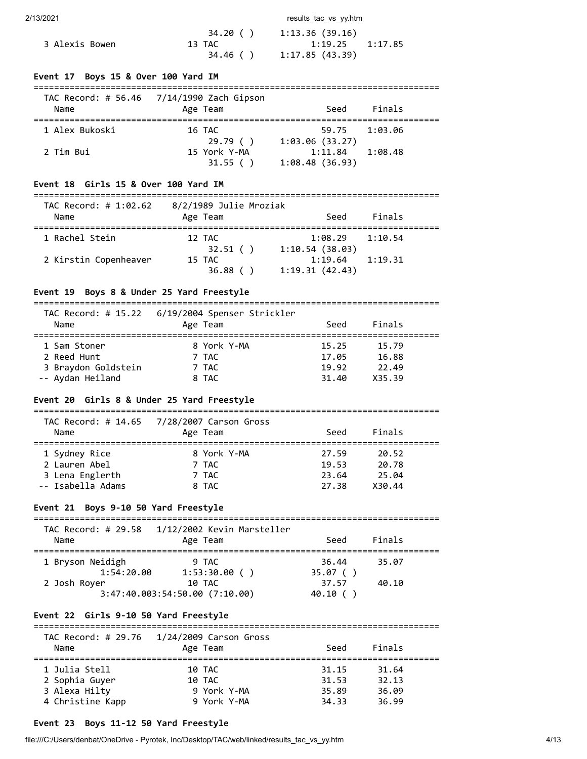| | | | | |
|---|---|---|---|---|
| | | 34.20 ( ) | 1:13.36 (39.16) | |
| 3 Alexis Bowen | 13 TAC | | 1:19.25 | 1:17.85 |
| | | 34.46 ( ) | 1:17.85 (43.39) | |

**Event 17 Boys 15 & Over 100 Yard IM**

TAC Record: # 56.46 7/14/1990 Zach Gipson

| Name | Age Team | | Seed | Finals |
|---|---|---|---|---|
| 1 Alex Bukoski | 16 TAC | | 59.75 | 1:03.06 |
| | | 29.79 ( ) | 1:03.06 (33.27) | |
| 2 Tim Bui | 15 York Y-MA | | 1:11.84 | 1:08.48 |
| | | 31.55 ( ) | 1:08.48 (36.93) | |

**Event 18 Girls 15 & Over 100 Yard IM**

TAC Record: # 1:02.62 8/2/1989 Julie Mroziak

| Name | Age Team | | Seed | Finals |
|---|---|---|---|---|
| 1 Rachel Stein | 12 TAC | | 1:08.29 | 1:10.54 |
| | | 32.51 ( ) | 1:10.54 (38.03) | |
| 2 Kirstin Copenheaver | 15 TAC | | 1:19.64 | 1:19.31 |
| | | 36.88 ( ) | 1:19.31 (42.43) | |

**Event 19 Boys 8 & Under 25 Yard Freestyle**

TAC Record: # 15.22 6/19/2004 Spenser Strickler

| Name | Age Team | Seed | Finals |
|---|---|---|---|
| 1 Sam Stoner | 8 York Y-MA | 15.25 | 15.79 |
| 2 Reed Hunt | 7 TAC | 17.05 | 16.88 |
| 3 Braydon Goldstein | 7 TAC | 19.92 | 22.49 |
| -- Aydan Heiland | 8 TAC | 31.40 | X35.39 |

**Event 20 Girls 8 & Under 25 Yard Freestyle**

TAC Record: # 14.65 7/28/2007 Carson Gross

| Name | Age Team | Seed | Finals |
|---|---|---|---|
| 1 Sydney Rice | 8 York Y-MA | 27.59 | 20.52 |
| 2 Lauren Abel | 7 TAC | 19.53 | 20.78 |
| 3 Lena Englerth | 7 TAC | 23.64 | 25.04 |
| -- Isabella Adams | 8 TAC | 27.38 | X30.44 |

**Event 21 Boys 9-10 50 Yard Freestyle**

TAC Record: # 29.58 1/12/2002 Kevin Marsteller

| Name | Age Team | | Seed | Finals |
|---|---|---|---|---|
| 1 Bryson Neidigh | 9 TAC | | 36.44 | 35.07 |
| 1:54:20.00 | 1:53:30.00 ( ) | | 35.07 ( ) | |
| 2 Josh Royer | 10 TAC | | 37.57 | 40.10 |
| 3:47:40.003:54:50.00 (7:10.00) | | | 40.10 ( ) | |

**Event 22 Girls 9-10 50 Yard Freestyle**

TAC Record: # 29.76 1/24/2009 Carson Gross

| Name | Age Team | Seed | Finals |
|---|---|---|---|
| 1 Julia Stell | 10 TAC | 31.15 | 31.64 |
| 2 Sophia Guyer | 10 TAC | 31.53 | 32.13 |
| 3 Alexa Hilty | 9 York Y-MA | 35.89 | 36.09 |
| 4 Christine Kapp | 9 York Y-MA | 34.33 | 36.99 |

**Event 23 Boys 11-12 50 Yard Freestyle**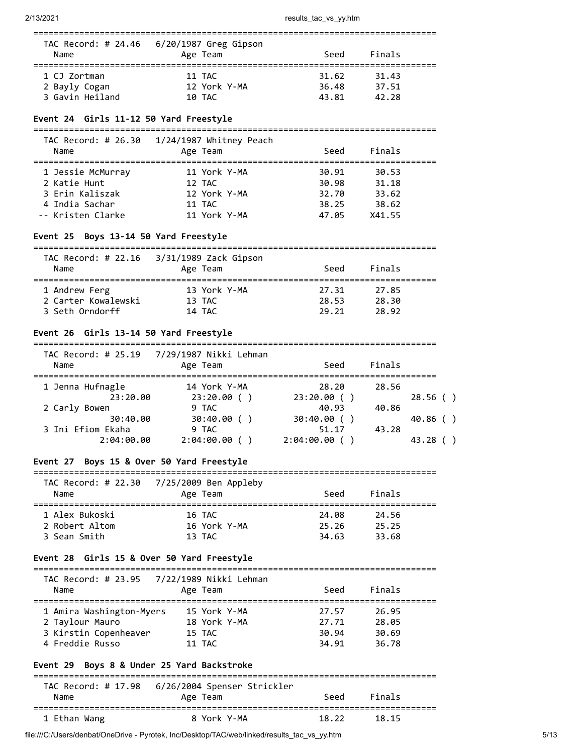| TAC Record: # 24.46 | 6/20/1987 Greg Gipson | | |
|---|---|---|---|
| Name | Age Team | Seed | Finals |
| 1 CJ Zortman | 11 TAC | 31.62 | 31.43 |
| 2 Bayly Cogan | 12 York Y-MA | 36.48 | 37.51 |
| 3 Gavin Heiland | 10 TAC | 43.81 | 42.28 |

### Event 24 Girls 11-12 50 Yard Freestyle

| TAC Record: # 26.30 | 1/24/1987 Whitney Peach | | |
|---|---|---|---|
| Name | Age Team | Seed | Finals |
| 1 Jessie McMurray | 11 York Y-MA | 30.91 | 30.53 |
| 2 Katie Hunt | 12 TAC | 30.98 | 31.18 |
| 3 Erin Kaliszak | 12 York Y-MA | 32.70 | 33.62 |
| 4 India Sachar | 11 TAC | 38.25 | 38.62 |
| -- Kristen Clarke | 11 York Y-MA | 47.05 | X41.55 |

### Event 25 Boys 13-14 50 Yard Freestyle

| TAC Record: # 22.16 | 3/31/1989 Zack Gipson | | |
|---|---|---|---|
| Name | Age Team | Seed | Finals |
| 1 Andrew Ferg | 13 York Y-MA | 27.31 | 27.85 |
| 2 Carter Kowalewski | 13 TAC | 28.53 | 28.30 |
| 3 Seth Orndorff | 14 TAC | 29.21 | 28.92 |

### Event 26 Girls 13-14 50 Yard Freestyle

| TAC Record: # 25.19 | 7/29/1987 Nikki Lehman | | | |
|---|---|---|---|---|
| Name | Age Team | Seed | Finals | |
| 1 Jenna Hufnagle | 14 York Y-MA | 28.20 | 28.56 | |
| 23:20.00 | 23:20.00 ( ) | 23:20.00 ( ) | | 28.56 ( ) |
| 2 Carly Bowen | 9 TAC | 40.93 | 40.86 | |
| 30:40.00 | 30:40.00 ( ) | 30:40.00 ( ) | | 40.86 ( ) |
| 3 Ini Efiom Ekaha | 9 TAC | 51.17 | 43.28 | |
| 2:04:00.00 | 2:04:00.00 ( ) | 2:04:00.00 ( ) | | 43.28 ( ) |

### Event 27 Boys 15 & Over 50 Yard Freestyle

| TAC Record: # 22.30 | 7/25/2009 Ben Appleby | | |
|---|---|---|---|
| Name | Age Team | Seed | Finals |
| 1 Alex Bukoski | 16 TAC | 24.08 | 24.56 |
| 2 Robert Altom | 16 York Y-MA | 25.26 | 25.25 |
| 3 Sean Smith | 13 TAC | 34.63 | 33.68 |

### Event 28 Girls 15 & Over 50 Yard Freestyle

| TAC Record: # 23.95 | 7/22/1989 Nikki Lehman | | |
|---|---|---|---|
| Name | Age Team | Seed | Finals |
| 1 Amira Washington-Myers | 15 York Y-MA | 27.57 | 26.95 |
| 2 Taylour Mauro | 18 York Y-MA | 27.71 | 28.05 |
| 3 Kirstin Copenheaver | 15 TAC | 30.94 | 30.69 |
| 4 Freddie Russo | 11 TAC | 34.91 | 36.78 |

### Event 29 Boys 8 & Under 25 Yard Backstroke

| TAC Record: # 17.98 | 6/26/2004 Spenser Strickler | | |
|---|---|---|---|
| Name | Age Team | Seed | Finals |
| 1 Ethan Wang | 8 York Y-MA | 18.22 | 18.15 |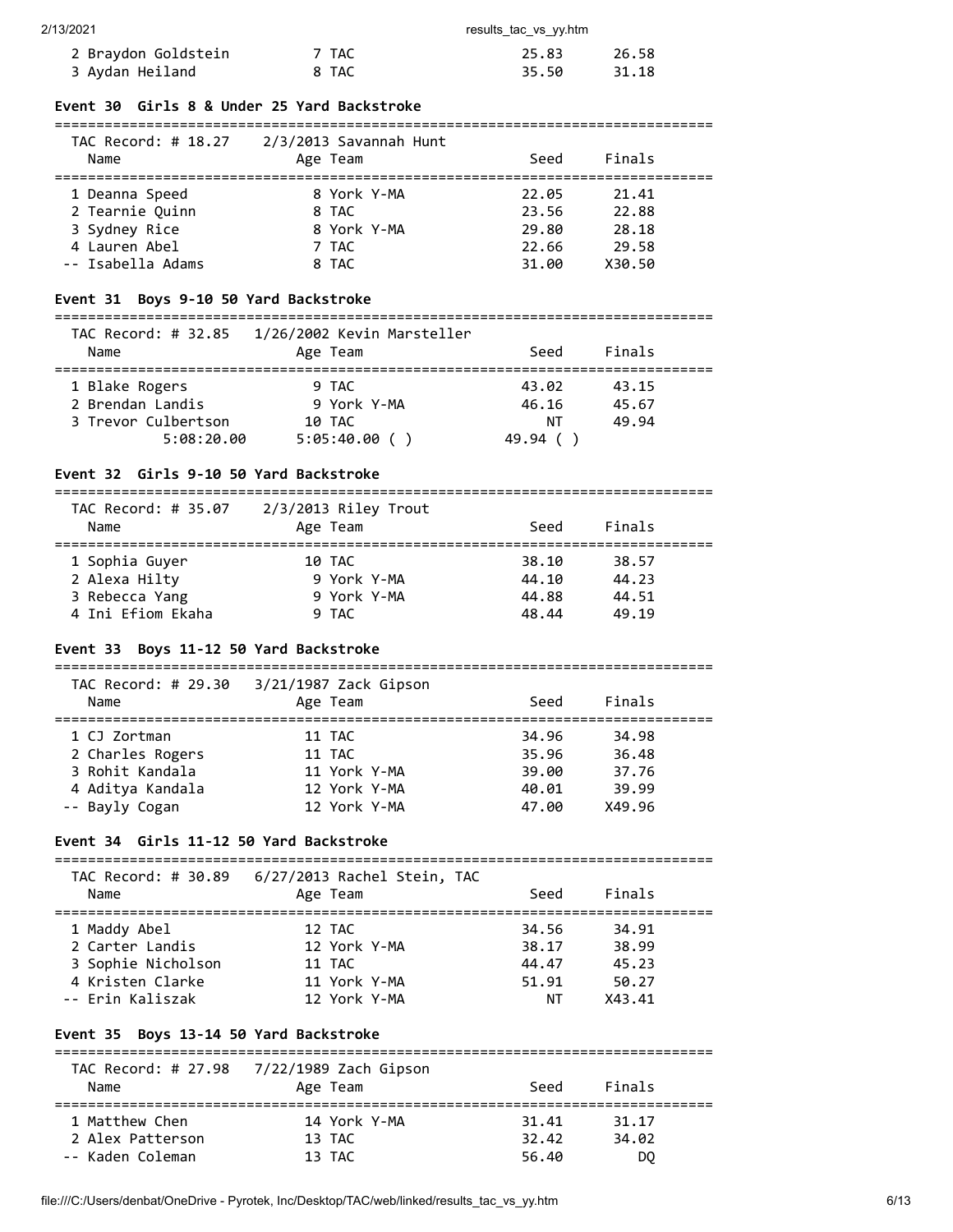| Name | Age | Team | Seed | Finals |
|---|---|---|---|---|
| 2 Braydon Goldstein | 7 | TAC | 25.83 | 26.58 |
| 3 Aydan Heiland | 8 | TAC | 35.50 | 31.18 |

## Event 30 Girls 8 & Under 25 Yard Backstroke

TAC Record: # 18.27 2/3/2013 Savannah Hunt

| Name | Age | Team | Seed | Finals |
|---|---|---|---|---|
| 1 Deanna Speed | 8 | York Y-MA | 22.05 | 21.41 |
| 2 Tearnie Quinn | 8 | TAC | 23.56 | 22.88 |
| 3 Sydney Rice | 8 | York Y-MA | 29.80 | 28.18 |
| 4 Lauren Abel | 7 | TAC | 22.66 | 29.58 |
| -- Isabella Adams | 8 | TAC | 31.00 | X30.50 |

## Event 31 Boys 9-10 50 Yard Backstroke

TAC Record: # 32.85 1/26/2002 Kevin Marsteller

| Name | Age | Team | Seed | Finals |
|---|---|---|---|---|
| 1 Blake Rogers | 9 | TAC | 43.02 | 43.15 |
| 2 Brendan Landis | 9 | York Y-MA | 46.16 | 45.67 |
| 3 Trevor Culbertson | 10 | TAC | NT | 49.94 |
| 5:08:20.00 | | 5:05:40.00 ( ) | 49.94 ( ) | |

## Event 32 Girls 9-10 50 Yard Backstroke

TAC Record: # 35.07 2/3/2013 Riley Trout

| Name | Age | Team | Seed | Finals |
|---|---|---|---|---|
| 1 Sophia Guyer | 10 | TAC | 38.10 | 38.57 |
| 2 Alexa Hilty | 9 | York Y-MA | 44.10 | 44.23 |
| 3 Rebecca Yang | 9 | York Y-MA | 44.88 | 44.51 |
| 4 Ini Efiom Ekaha | 9 | TAC | 48.44 | 49.19 |

## Event 33 Boys 11-12 50 Yard Backstroke

TAC Record: # 29.30 3/21/1987 Zack Gipson

| Name | Age | Team | Seed | Finals |
|---|---|---|---|---|
| 1 CJ Zortman | 11 | TAC | 34.96 | 34.98 |
| 2 Charles Rogers | 11 | TAC | 35.96 | 36.48 |
| 3 Rohit Kandala | 11 | York Y-MA | 39.00 | 37.76 |
| 4 Aditya Kandala | 12 | York Y-MA | 40.01 | 39.99 |
| -- Bayly Cogan | 12 | York Y-MA | 47.00 | X49.96 |

## Event 34 Girls 11-12 50 Yard Backstroke

TAC Record: # 30.89 6/27/2013 Rachel Stein, TAC

| Name | Age | Team | Seed | Finals |
|---|---|---|---|---|
| 1 Maddy Abel | 12 | TAC | 34.56 | 34.91 |
| 2 Carter Landis | 12 | York Y-MA | 38.17 | 38.99 |
| 3 Sophie Nicholson | 11 | TAC | 44.47 | 45.23 |
| 4 Kristen Clarke | 11 | York Y-MA | 51.91 | 50.27 |
| -- Erin Kaliszak | 12 | York Y-MA | NT | X43.41 |

## Event 35 Boys 13-14 50 Yard Backstroke

TAC Record: # 27.98 7/22/1989 Zach Gipson

| Name | Age | Team | Seed | Finals |
|---|---|---|---|---|
| 1 Matthew Chen | 14 | York Y-MA | 31.41 | 31.17 |
| 2 Alex Patterson | 13 | TAC | 32.42 | 34.02 |
| -- Kaden Coleman | 13 | TAC | 56.40 | DQ |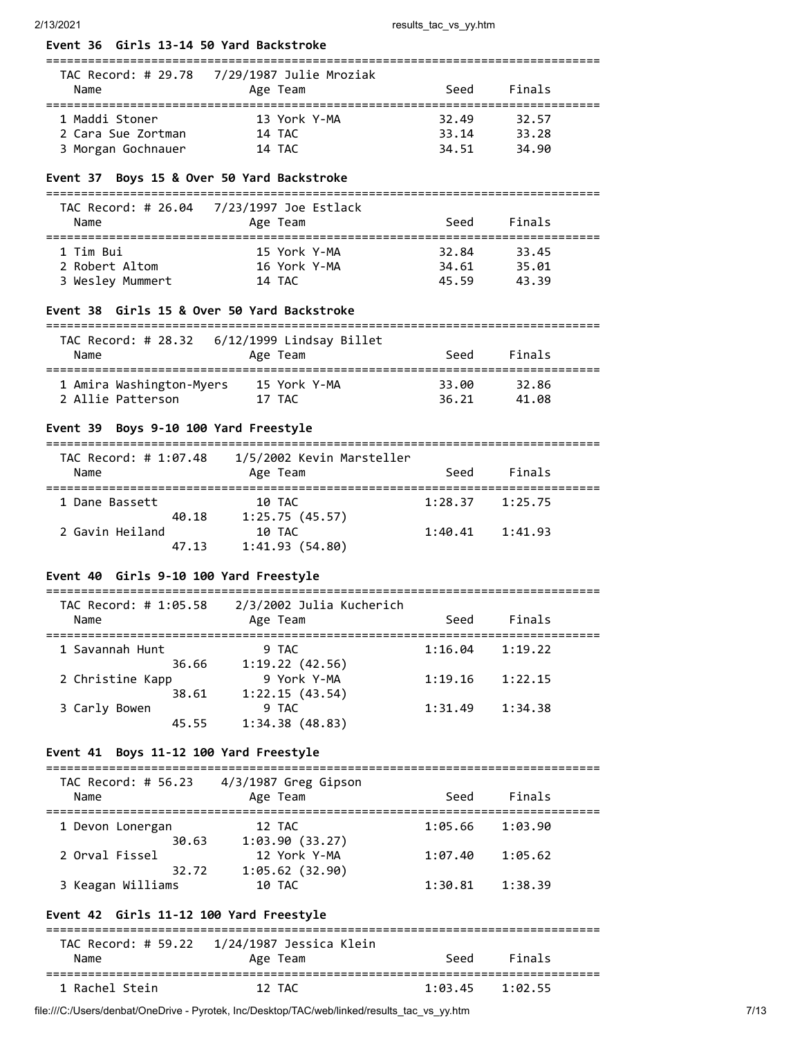### Event 36 Girls 13-14 50 Yard Backstroke

TAC Record: # 29.78 7/29/1987 Julie Mroziak

| Name | Age | Team | Seed | Finals |
|---|---|---|---|---|
| 1 Maddi Stoner | 13 | York Y-MA | 32.49 | 32.57 |
| 2 Cara Sue Zortman | 14 | TAC | 33.14 | 33.28 |
| 3 Morgan Gochnauer | 14 | TAC | 34.51 | 34.90 |

### Event 37 Boys 15 & Over 50 Yard Backstroke

TAC Record: # 26.04 7/23/1997 Joe Estlack

| Name | Age | Team | Seed | Finals |
|---|---|---|---|---|
| 1 Tim Bui | 15 | York Y-MA | 32.84 | 33.45 |
| 2 Robert Altom | 16 | York Y-MA | 34.61 | 35.01 |
| 3 Wesley Mummert | 14 | TAC | 45.59 | 43.39 |

### Event 38 Girls 15 & Over 50 Yard Backstroke

TAC Record: # 28.32 6/12/1999 Lindsay Billet

| Name | Age | Team | Seed | Finals |
|---|---|---|---|---|
| 1 Amira Washington-Myers | 15 | York Y-MA | 33.00 | 32.86 |
| 2 Allie Patterson | 17 | TAC | 36.21 | 41.08 |

### Event 39 Boys 9-10 100 Yard Freestyle

TAC Record: # 1:07.48 1/5/2002 Kevin Marsteller

| Name | Age | Team | Seed | Finals |
|---|---|---|---|---|
| 1 Dane Bassett | 10 | TAC | 1:28.37 | 1:25.75 |
| 40.18 | | 1:25.75 (45.57) | | |
| 2 Gavin Heiland | 10 | TAC | 1:40.41 | 1:41.93 |
| 47.13 | | 1:41.93 (54.80) | | |

### Event 40 Girls 9-10 100 Yard Freestyle

TAC Record: # 1:05.58 2/3/2002 Julia Kucherich

| Name | Age | Team | Seed | Finals |
|---|---|---|---|---|
| 1 Savannah Hunt | 9 | TAC | 1:16.04 | 1:19.22 |
| 36.66 | | 1:19.22 (42.56) | | |
| 2 Christine Kapp | 9 | York Y-MA | 1:19.16 | 1:22.15 |
| 38.61 | | 1:22.15 (43.54) | | |
| 3 Carly Bowen | 9 | TAC | 1:31.49 | 1:34.38 |
| 45.55 | | 1:34.38 (48.83) | | |

### Event 41 Boys 11-12 100 Yard Freestyle

TAC Record: # 56.23 4/3/1987 Greg Gipson

| Name | Age | Team | Seed | Finals |
|---|---|---|---|---|
| 1 Devon Lonergan | 12 | TAC | 1:05.66 | 1:03.90 |
| 30.63 | | 1:03.90 (33.27) | | |
| 2 Orval Fissel | 12 | York Y-MA | 1:07.40 | 1:05.62 |
| 32.72 | | 1:05.62 (32.90) | | |
| 3 Keagan Williams | 10 | TAC | 1:30.81 | 1:38.39 |

### Event 42 Girls 11-12 100 Yard Freestyle

TAC Record: # 59.22 1/24/1987 Jessica Klein

| Name | Age | Team | Seed | Finals |
|---|---|---|---|---|
| 1 Rachel Stein | 12 | TAC | 1:03.45 | 1:02.55 |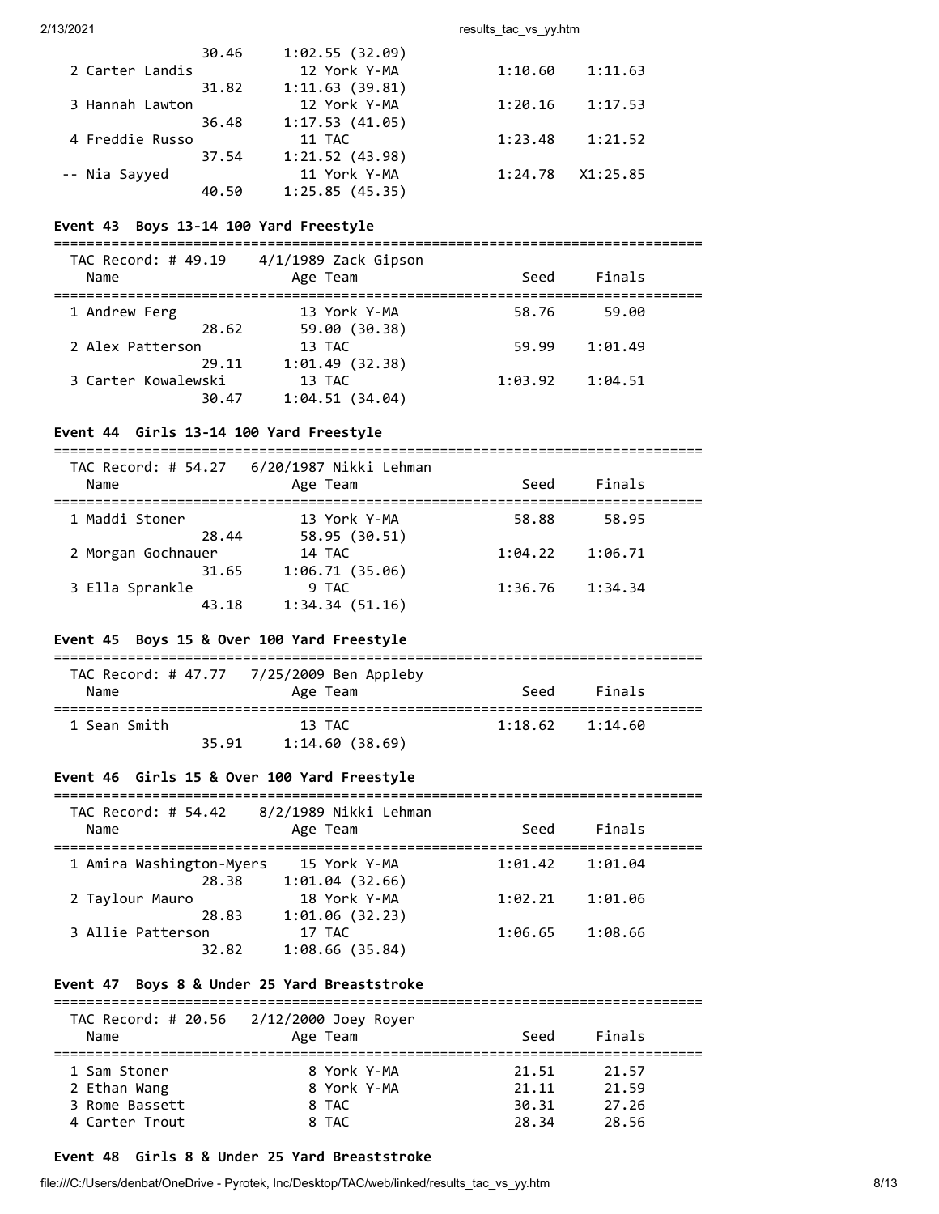| | | Seed | Finals |
|---|---|---|---|
| 30.46 | 1:02.55 (32.09) | | |
| 2 Carter Landis | 12 York Y-MA | 1:10.60 | 1:11.63 |
| 31.82 | 1:11.63 (39.81) | | |
| 3 Hannah Lawton | 12 York Y-MA | 1:20.16 | 1:17.53 |
| 36.48 | 1:17.53 (41.05) | | |
| 4 Freddie Russo | 11 TAC | 1:23.48 | 1:21.52 |
| 37.54 | 1:21.52 (43.98) | | |
| -- Nia Sayyed | 11 York Y-MA | 1:24.78 | X1:25.85 |
| 40.50 | 1:25.85 (45.35) | | |

### Event 43 Boys 13-14 100 Yard Freestyle

TAC Record: # 49.19 4/1/1989 Zack Gipson

| Name | Age Team | Seed | Finals |
|---|---|---|---|
| 1 Andrew Ferg | 13 York Y-MA | 58.76 | 59.00 |
| 28.62 | 59.00 (30.38) | | |
| 2 Alex Patterson | 13 TAC | 59.99 | 1:01.49 |
| 29.11 | 1:01.49 (32.38) | | |
| 3 Carter Kowalewski | 13 TAC | 1:03.92 | 1:04.51 |
| 30.47 | 1:04.51 (34.04) | | |

### Event 44 Girls 13-14 100 Yard Freestyle

TAC Record: # 54.27 6/20/1987 Nikki Lehman

| Name | Age Team | Seed | Finals |
|---|---|---|---|
| 1 Maddi Stoner | 13 York Y-MA | 58.88 | 58.95 |
| 28.44 | 58.95 (30.51) | | |
| 2 Morgan Gochnauer | 14 TAC | 1:04.22 | 1:06.71 |
| 31.65 | 1:06.71 (35.06) | | |
| 3 Ella Sprankle | 9 TAC | 1:36.76 | 1:34.34 |
| 43.18 | 1:34.34 (51.16) | | |

### Event 45 Boys 15 & Over 100 Yard Freestyle

TAC Record: # 47.77 7/25/2009 Ben Appleby

| Name | Age Team | Seed | Finals |
|---|---|---|---|
| 1 Sean Smith | 13 TAC | 1:18.62 | 1:14.60 |
| 35.91 | 1:14.60 (38.69) | | |

### Event 46 Girls 15 & Over 100 Yard Freestyle

TAC Record: # 54.42 8/2/1989 Nikki Lehman

| Name | Age Team | Seed | Finals |
|---|---|---|---|
| 1 Amira Washington-Myers | 15 York Y-MA | 1:01.42 | 1:01.04 |
| 28.38 | 1:01.04 (32.66) | | |
| 2 Taylour Mauro | 18 York Y-MA | 1:02.21 | 1:01.06 |
| 28.83 | 1:01.06 (32.23) | | |
| 3 Allie Patterson | 17 TAC | 1:06.65 | 1:08.66 |
| 32.82 | 1:08.66 (35.84) | | |

### Event 47 Boys 8 & Under 25 Yard Breaststroke

TAC Record: # 20.56 2/12/2000 Joey Royer

| Name | Age Team | Seed | Finals |
|---|---|---|---|
| 1 Sam Stoner | 8 York Y-MA | 21.51 | 21.57 |
| 2 Ethan Wang | 8 York Y-MA | 21.11 | 21.59 |
| 3 Rome Bassett | 8 TAC | 30.31 | 27.26 |
| 4 Carter Trout | 8 TAC | 28.34 | 28.56 |

### Event 48 Girls 8 & Under 25 Yard Breaststroke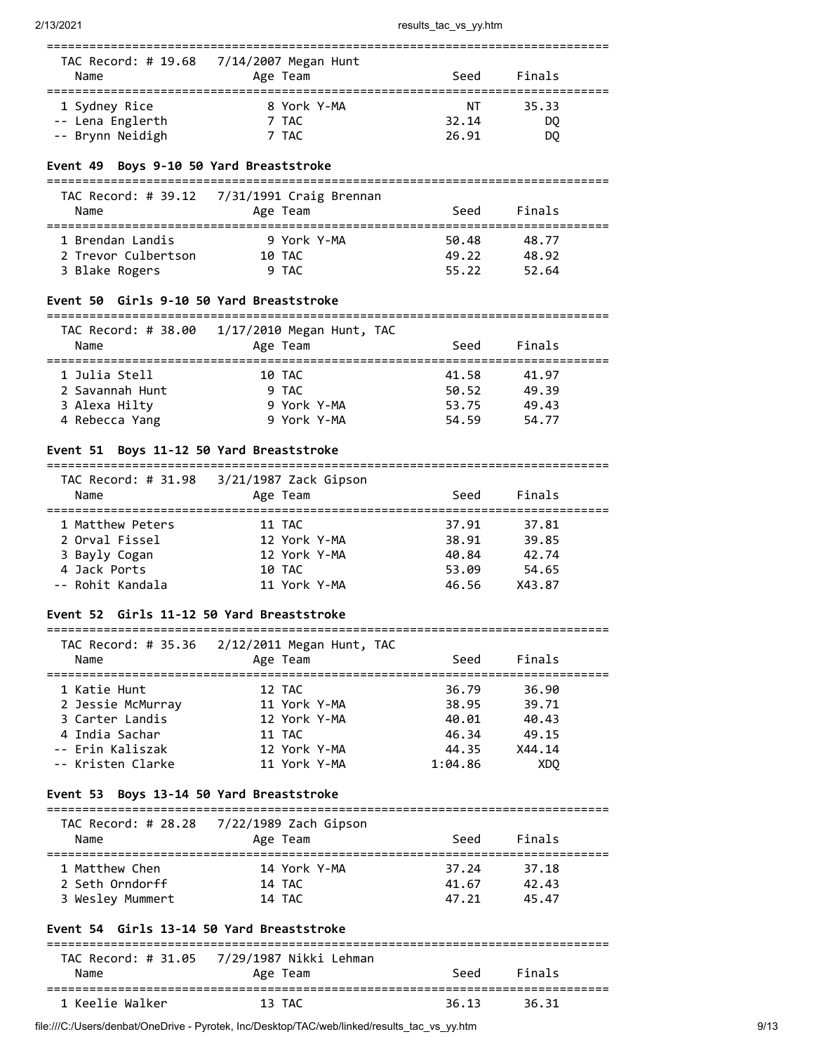TAC Record: # 19.68 7/14/2007 Megan Hunt

| Name | Age | Team | Seed | Finals |
|---|---|---|---|---|
| 1 Sydney Rice | 8 | York Y-MA | NT | 35.33 |
| -- Lena Englerth | 7 | TAC | 32.14 | DQ |
| -- Brynn Neidigh | 7 | TAC | 26.91 | DQ |

### Event 49 Boys 9-10 50 Yard Breaststroke

TAC Record: # 39.12 7/31/1991 Craig Brennan

| Name | Age | Team | Seed | Finals |
|---|---|---|---|---|
| 1 Brendan Landis | 9 | York Y-MA | 50.48 | 48.77 |
| 2 Trevor Culbertson | 10 | TAC | 49.22 | 48.92 |
| 3 Blake Rogers | 9 | TAC | 55.22 | 52.64 |

### Event 50 Girls 9-10 50 Yard Breaststroke

TAC Record: # 38.00 1/17/2010 Megan Hunt, TAC

| Name | Age | Team | Seed | Finals |
|---|---|---|---|---|
| 1 Julia Stell | 10 | TAC | 41.58 | 41.97 |
| 2 Savannah Hunt | 9 | TAC | 50.52 | 49.39 |
| 3 Alexa Hilty | 9 | York Y-MA | 53.75 | 49.43 |
| 4 Rebecca Yang | 9 | York Y-MA | 54.59 | 54.77 |

### Event 51 Boys 11-12 50 Yard Breaststroke

TAC Record: # 31.98 3/21/1987 Zack Gipson

| Name | Age | Team | Seed | Finals |
|---|---|---|---|---|
| 1 Matthew Peters | 11 | TAC | 37.91 | 37.81 |
| 2 Orval Fissel | 12 | York Y-MA | 38.91 | 39.85 |
| 3 Bayly Cogan | 12 | York Y-MA | 40.84 | 42.74 |
| 4 Jack Ports | 10 | TAC | 53.09 | 54.65 |
| -- Rohit Kandala | 11 | York Y-MA | 46.56 | X43.87 |

### Event 52 Girls 11-12 50 Yard Breaststroke

TAC Record: # 35.36 2/12/2011 Megan Hunt, TAC

| Name | Age | Team | Seed | Finals |
|---|---|---|---|---|
| 1 Katie Hunt | 12 | TAC | 36.79 | 36.90 |
| 2 Jessie McMurray | 11 | York Y-MA | 38.95 | 39.71 |
| 3 Carter Landis | 12 | York Y-MA | 40.01 | 40.43 |
| 4 India Sachar | 11 | TAC | 46.34 | 49.15 |
| -- Erin Kaliszak | 12 | York Y-MA | 44.35 | X44.14 |
| -- Kristen Clarke | 11 | York Y-MA | 1:04.86 | XDQ |

### Event 53 Boys 13-14 50 Yard Breaststroke

TAC Record: # 28.28 7/22/1989 Zach Gipson

| Name | Age | Team | Seed | Finals |
|---|---|---|---|---|
| 1 Matthew Chen | 14 | York Y-MA | 37.24 | 37.18 |
| 2 Seth Orndorff | 14 | TAC | 41.67 | 42.43 |
| 3 Wesley Mummert | 14 | TAC | 47.21 | 45.47 |

### Event 54 Girls 13-14 50 Yard Breaststroke

TAC Record: # 31.05 7/29/1987 Nikki Lehman

| Name | Age | Team | Seed | Finals |
|---|---|---|---|---|
| 1 Keelie Walker | 13 | TAC | 36.13 | 36.31 |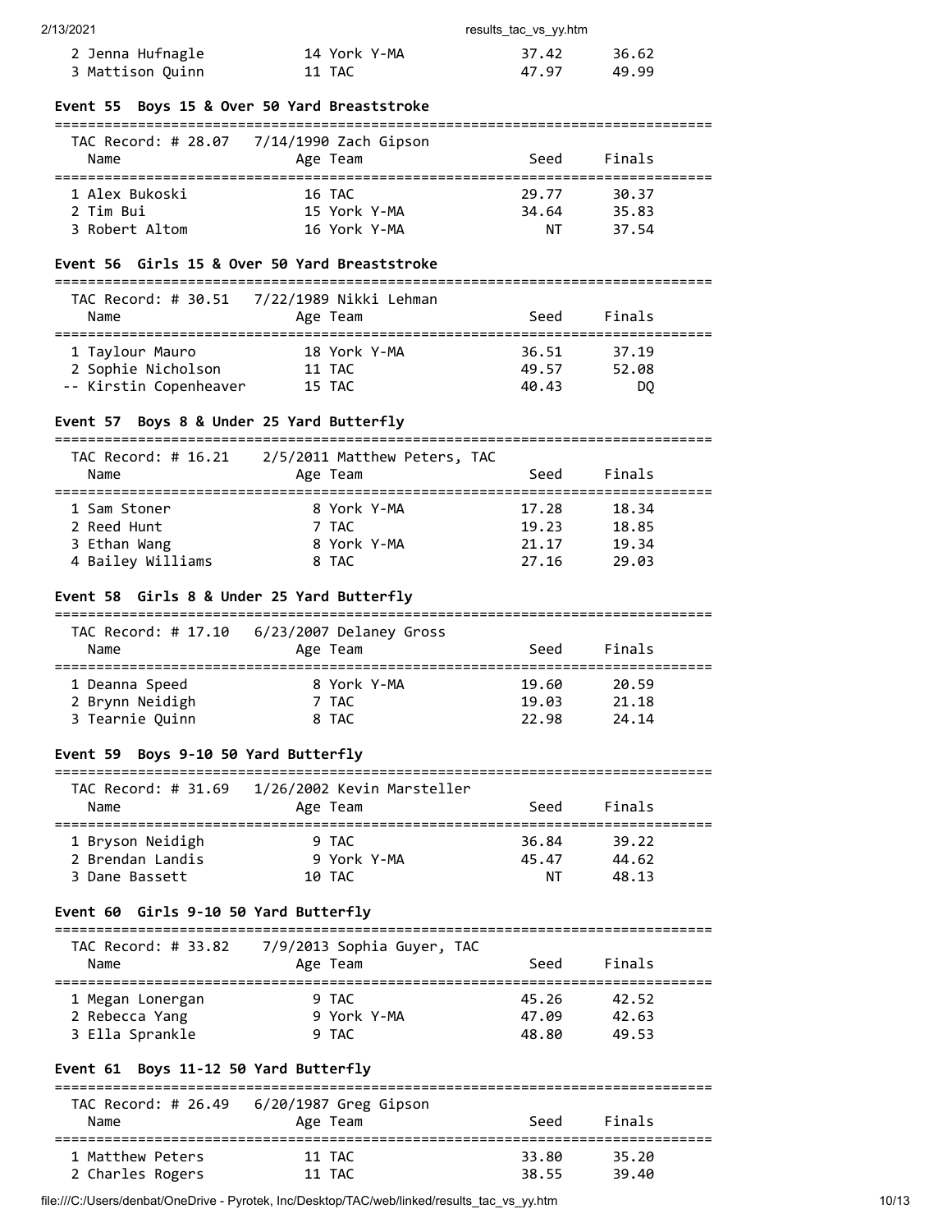| Name | Age | Team | Seed | Finals |
|---|---|---|---|---|
| 2 Jenna Hufnagle | 14 | York Y-MA | 37.42 | 36.62 |
| 3 Mattison Quinn | 11 | TAC | 47.97 | 49.99 |

### Event 55 Boys 15 & Over 50 Yard Breaststroke

TAC Record: # 28.07 7/14/1990 Zach Gipson

| Name | Age | Team | Seed | Finals |
|---|---|---|---|---|
| 1 Alex Bukoski | 16 | TAC | 29.77 | 30.37 |
| 2 Tim Bui | 15 | York Y-MA | 34.64 | 35.83 |
| 3 Robert Altom | 16 | York Y-MA | NT | 37.54 |

### Event 56 Girls 15 & Over 50 Yard Breaststroke

TAC Record: # 30.51 7/22/1989 Nikki Lehman

| Name | Age | Team | Seed | Finals |
|---|---|---|---|---|
| 1 Taylour Mauro | 18 | York Y-MA | 36.51 | 37.19 |
| 2 Sophie Nicholson | 11 | TAC | 49.57 | 52.08 |
| -- Kirstin Copenheaver | 15 | TAC | 40.43 | DQ |

### Event 57 Boys 8 & Under 25 Yard Butterfly

TAC Record: # 16.21 2/5/2011 Matthew Peters, TAC

| Name | Age | Team | Seed | Finals |
|---|---|---|---|---|
| 1 Sam Stoner | 8 | York Y-MA | 17.28 | 18.34 |
| 2 Reed Hunt | 7 | TAC | 19.23 | 18.85 |
| 3 Ethan Wang | 8 | York Y-MA | 21.17 | 19.34 |
| 4 Bailey Williams | 8 | TAC | 27.16 | 29.03 |

### Event 58 Girls 8 & Under 25 Yard Butterfly

TAC Record: # 17.10 6/23/2007 Delaney Gross

| Name | Age | Team | Seed | Finals |
|---|---|---|---|---|
| 1 Deanna Speed | 8 | York Y-MA | 19.60 | 20.59 |
| 2 Brynn Neidigh | 7 | TAC | 19.03 | 21.18 |
| 3 Tearnie Quinn | 8 | TAC | 22.98 | 24.14 |

### Event 59 Boys 9-10 50 Yard Butterfly

TAC Record: # 31.69 1/26/2002 Kevin Marsteller

| Name | Age | Team | Seed | Finals |
|---|---|---|---|---|
| 1 Bryson Neidigh | 9 | TAC | 36.84 | 39.22 |
| 2 Brendan Landis | 9 | York Y-MA | 45.47 | 44.62 |
| 3 Dane Bassett | 10 | TAC | NT | 48.13 |

### Event 60 Girls 9-10 50 Yard Butterfly

TAC Record: # 33.82 7/9/2013 Sophia Guyer, TAC

| Name | Age | Team | Seed | Finals |
|---|---|---|---|---|
| 1 Megan Lonergan | 9 | TAC | 45.26 | 42.52 |
| 2 Rebecca Yang | 9 | York Y-MA | 47.09 | 42.63 |
| 3 Ella Sprankle | 9 | TAC | 48.80 | 49.53 |

### Event 61 Boys 11-12 50 Yard Butterfly

TAC Record: # 26.49 6/20/1987 Greg Gipson

| Name | Age | Team | Seed | Finals |
|---|---|---|---|---|
| 1 Matthew Peters | 11 | TAC | 33.80 | 35.20 |
| 2 Charles Rogers | 11 | TAC | 38.55 | 39.40 |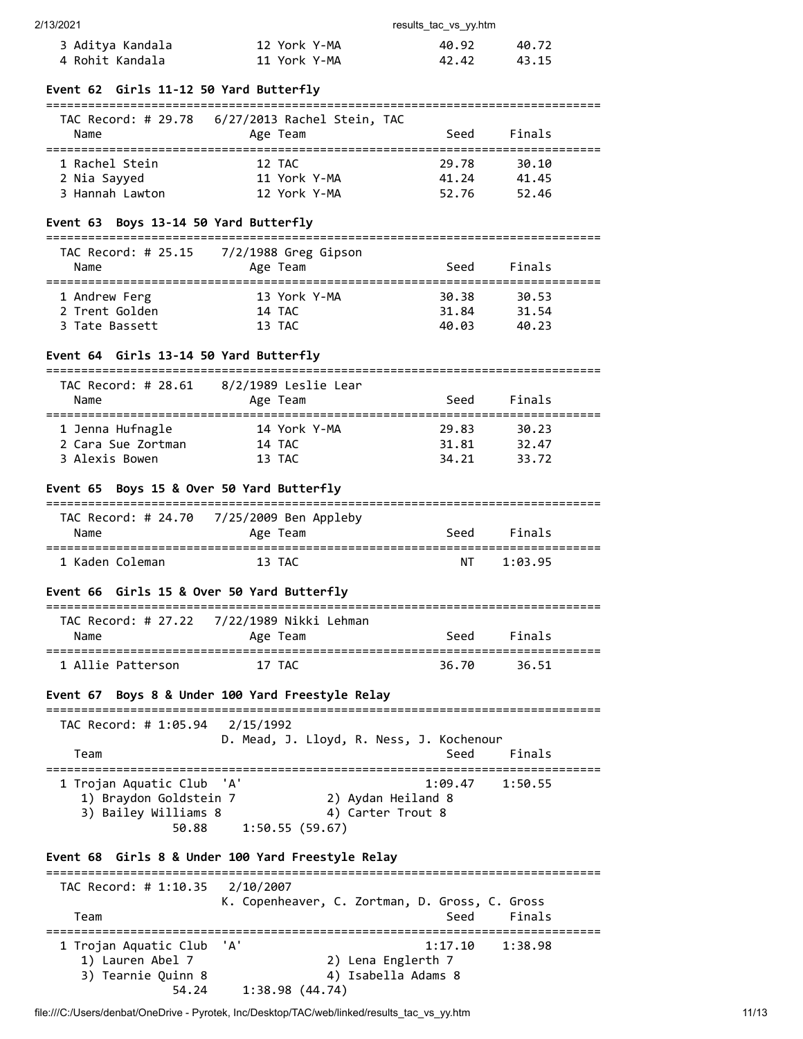| Name | Age Team | Seed | Finals |
|---|---|---|---|
| 3 Aditya Kandala | 12 York Y-MA | 40.92 | 40.72 |
| 4 Rohit Kandala | 11 York Y-MA | 42.42 | 43.15 |

### Event 62 Girls 11-12 50 Yard Butterfly

TAC Record: # 29.78 6/27/2013 Rachel Stein, TAC

| Name | Age Team | Seed | Finals |
|---|---|---|---|
| 1 Rachel Stein | 12 TAC | 29.78 | 30.10 |
| 2 Nia Sayyed | 11 York Y-MA | 41.24 | 41.45 |
| 3 Hannah Lawton | 12 York Y-MA | 52.76 | 52.46 |

### Event 63 Boys 13-14 50 Yard Butterfly

TAC Record: # 25.15 7/2/1988 Greg Gipson

| Name | Age Team | Seed | Finals |
|---|---|---|---|
| 1 Andrew Ferg | 13 York Y-MA | 30.38 | 30.53 |
| 2 Trent Golden | 14 TAC | 31.84 | 31.54 |
| 3 Tate Bassett | 13 TAC | 40.03 | 40.23 |

### Event 64 Girls 13-14 50 Yard Butterfly

TAC Record: # 28.61 8/2/1989 Leslie Lear

| Name | Age Team | Seed | Finals |
|---|---|---|---|
| 1 Jenna Hufnagle | 14 York Y-MA | 29.83 | 30.23 |
| 2 Cara Sue Zortman | 14 TAC | 31.81 | 32.47 |
| 3 Alexis Bowen | 13 TAC | 34.21 | 33.72 |

### Event 65 Boys 15 & Over 50 Yard Butterfly

TAC Record: # 24.70 7/25/2009 Ben Appleby

| Name | Age Team | Seed | Finals |
|---|---|---|---|
| 1 Kaden Coleman | 13 TAC | NT | 1:03.95 |

### Event 66 Girls 15 & Over 50 Yard Butterfly

TAC Record: # 27.22 7/22/1989 Nikki Lehman

| Name | Age Team | Seed | Finals |
|---|---|---|---|
| 1 Allie Patterson | 17 TAC | 36.70 | 36.51 |

### Event 67 Boys 8 & Under 100 Yard Freestyle Relay

TAC Record: # 1:05.94 2/15/1992
D. Mead, J. Lloyd, R. Ness, J. Kochenour

| Team | Seed | Finals |
|---|---|---|
| 1 Trojan Aquatic Club 'A' | 1:09.47 | 1:50.55 |

1) Braydon Goldstein 7 2) Aydan Heiland 8
3) Bailey Williams 8 4) Carter Trout 8
50.88 1:50.55 (59.67)

### Event 68 Girls 8 & Under 100 Yard Freestyle Relay

TAC Record: # 1:10.35 2/10/2007
K. Copenheaver, C. Zortman, D. Gross, C. Gross

| Team | Seed | Finals |
|---|---|---|
| 1 Trojan Aquatic Club 'A' | 1:17.10 | 1:38.98 |

1) Lauren Abel 7 2) Lena Englerth 7
3) Tearnie Quinn 8 4) Isabella Adams 8
54.24 1:38.98 (44.74)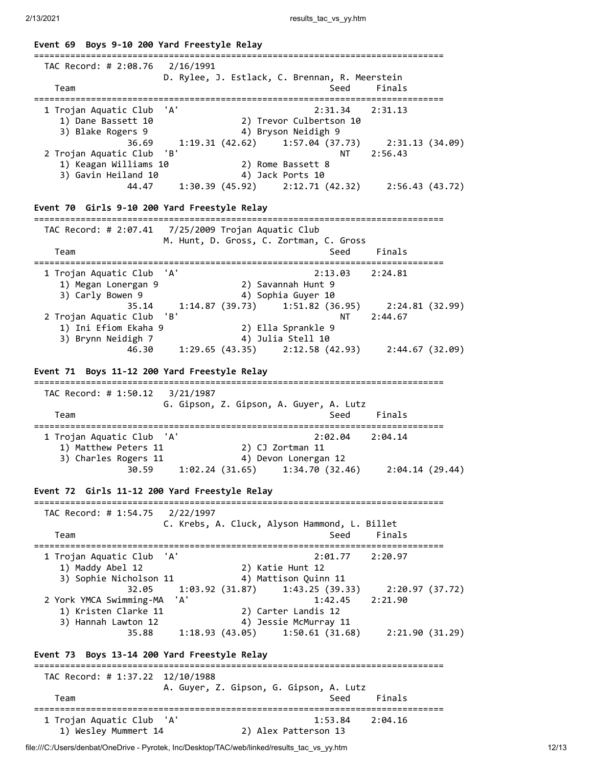**Event 69  Boys 9-10 200 Yard Freestyle Relay**

```
===============================================================================
  TAC Record: # 2:08.76   2/16/1991
                        D. Rylee, J. Estlack, C. Brennan, R. Meerstein
    Team                                                Seed     Finals
===============================================================================
  1 Trojan Aquatic Club  'A'                          2:31.34    2:31.13
     1) Dane Bassett 10                 2) Trevor Culbertson 10
     3) Blake Rogers 9                  4) Bryson Neidigh 9
               36.69     1:19.31 (42.62)     1:57.04 (37.73)     2:31.13 (34.09)
  2 Trojan Aquatic Club  'B'                               NT    2:56.43
     1) Keagan Williams 10              2) Rome Bassett 8
     3) Gavin Heiland 10                4) Jack Ports 10
               44.47     1:30.39 (45.92)     2:12.71 (42.32)     2:56.43 (43.72)
```

**Event 70  Girls 9-10 200 Yard Freestyle Relay**

```
===============================================================================
  TAC Record: # 2:07.41   7/25/2009 Trojan Aquatic Club
                        M. Hunt, D. Gross, C. Zortman, C. Gross
    Team                                                Seed     Finals
===============================================================================
  1 Trojan Aquatic Club  'A'                          2:13.03    2:24.81
     1) Megan Lonergan 9                2) Savannah Hunt 9
     3) Carly Bowen 9                   4) Sophia Guyer 10
               35.14     1:14.87 (39.73)     1:51.82 (36.95)     2:24.81 (32.99)
  2 Trojan Aquatic Club  'B'                               NT    2:44.67
     1) Ini Efiom Ekaha 9               2) Ella Sprankle 9
     3) Brynn Neidigh 7                 4) Julia Stell 10
               46.30     1:29.65 (43.35)     2:12.58 (42.93)     2:44.67 (32.09)
```

**Event 71  Boys 11-12 200 Yard Freestyle Relay**

```
===============================================================================
  TAC Record: # 1:50.12   3/21/1987
                        G. Gipson, Z. Gipson, A. Guyer, A. Lutz
    Team                                                Seed     Finals
===============================================================================
  1 Trojan Aquatic Club  'A'                          2:02.04    2:04.14
     1) Matthew Peters 11               2) CJ Zortman 11
     3) Charles Rogers 11               4) Devon Lonergan 12
               30.59     1:02.24 (31.65)     1:34.70 (32.46)     2:04.14 (29.44)
```

**Event 72  Girls 11-12 200 Yard Freestyle Relay**

```
===============================================================================
  TAC Record: # 1:54.75   2/22/1997
                        C. Krebs, A. Cluck, Alyson Hammond, L. Billet
    Team                                                Seed     Finals
===============================================================================
  1 Trojan Aquatic Club  'A'                          2:01.77    2:20.97
     1) Maddy Abel 12                   2) Katie Hunt 12
     3) Sophie Nicholson 11             4) Mattison Quinn 11
               32.05     1:03.92 (31.87)     1:43.25 (39.33)     2:20.97 (37.72)
  2 York YMCA Swimming-MA  'A'                        1:42.45    2:21.90
     1) Kristen Clarke 11               2) Carter Landis 12
     3) Hannah Lawton 12                4) Jessie McMurray 11
               35.88     1:18.93 (43.05)     1:50.61 (31.68)     2:21.90 (31.29)
```

**Event 73  Boys 13-14 200 Yard Freestyle Relay**

```
===============================================================================
  TAC Record: # 1:37.22  12/10/1988
                        A. Guyer, Z. Gipson, G. Gipson, A. Lutz
    Team                                                Seed     Finals
===============================================================================
  1 Trojan Aquatic Club  'A'                          1:53.84    2:04.16
     1) Wesley Mummert 14               2) Alex Patterson 13
```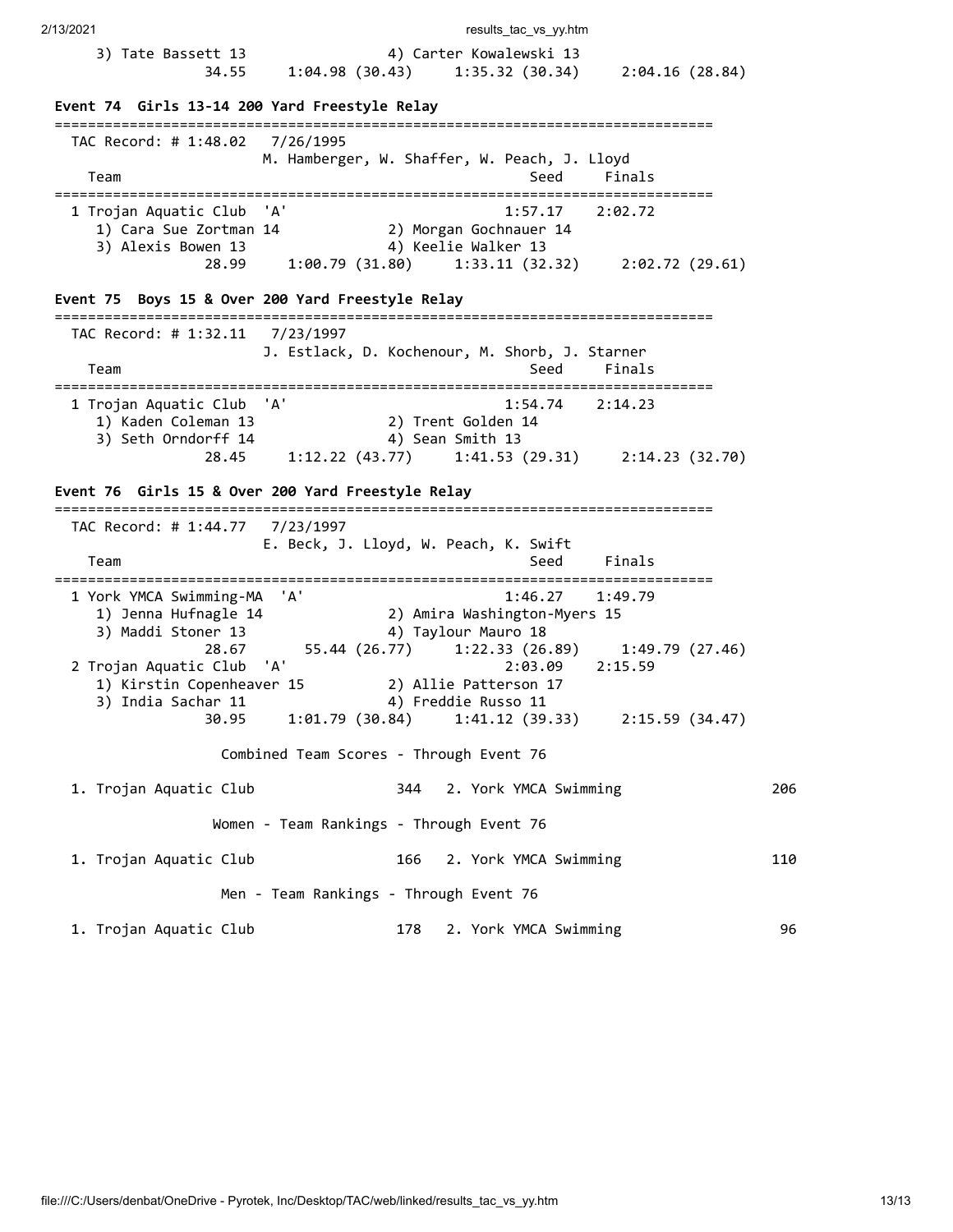```
     3) Tate Bassett 13                4) Carter Kowalewski 13
               34.55     1:04.98 (30.43)     1:35.32 (30.34)     2:04.16 (28.84)
```

**Event 74  Girls 13-14 200 Yard Freestyle Relay**

```
===============================================================================
  TAC Record: # 1:48.02   7/26/1995
                     M. Hamberger, W. Shaffer, W. Peach, J. Lloyd
    Team                                                Seed     Finals
===============================================================================
  1 Trojan Aquatic Club  'A'                          1:57.17    2:02.72
     1) Cara Sue Zortman 14            2) Morgan Gochnauer 14
     3) Alexis Bowen 13                4) Keelie Walker 13
               28.99     1:00.79 (31.80)     1:33.11 (32.32)     2:02.72 (29.61)
```

**Event 75  Boys 15 & Over 200 Yard Freestyle Relay**

```
===============================================================================
  TAC Record: # 1:32.11   7/23/1997
                     J. Estlack, D. Kochenour, M. Shorb, J. Starner
    Team                                                Seed     Finals
===============================================================================
  1 Trojan Aquatic Club  'A'                          1:54.74    2:14.23
     1) Kaden Coleman 13               2) Trent Golden 14
     3) Seth Orndorff 14               4) Sean Smith 13
               28.45     1:12.22 (43.77)     1:41.53 (29.31)     2:14.23 (32.70)
```

**Event 76  Girls 15 & Over 200 Yard Freestyle Relay**

```
===============================================================================
  TAC Record: # 1:44.77   7/23/1997
                     E. Beck, J. Lloyd, W. Peach, K. Swift
    Team                                                Seed     Finals
===============================================================================
  1 York YMCA Swimming-MA  'A'                        1:46.27    1:49.79
     1) Jenna Hufnagle 14              2) Amira Washington-Myers 15
     3) Maddi Stoner 13                4) Taylour Mauro 18
               28.67       55.44 (26.77)     1:22.33 (26.89)     1:49.79 (27.46)
  2 Trojan Aquatic Club  'A'                          2:03.09    2:15.59
     1) Kirstin Copenheaver 15         2) Allie Patterson 17
     3) India Sachar 11                4) Freddie Russo 11
               30.95     1:01.79 (30.84)     1:41.12 (39.33)     2:15.59 (34.47)

                  Combined Team Scores - Through Event 76

  1. Trojan Aquatic Club                344   2. York YMCA Swimming                 206

                 Women - Team Rankings - Through Event 76

  1. Trojan Aquatic Club                166   2. York YMCA Swimming                 110

                  Men - Team Rankings - Through Event 76

  1. Trojan Aquatic Club                178   2. York YMCA Swimming                  96
```